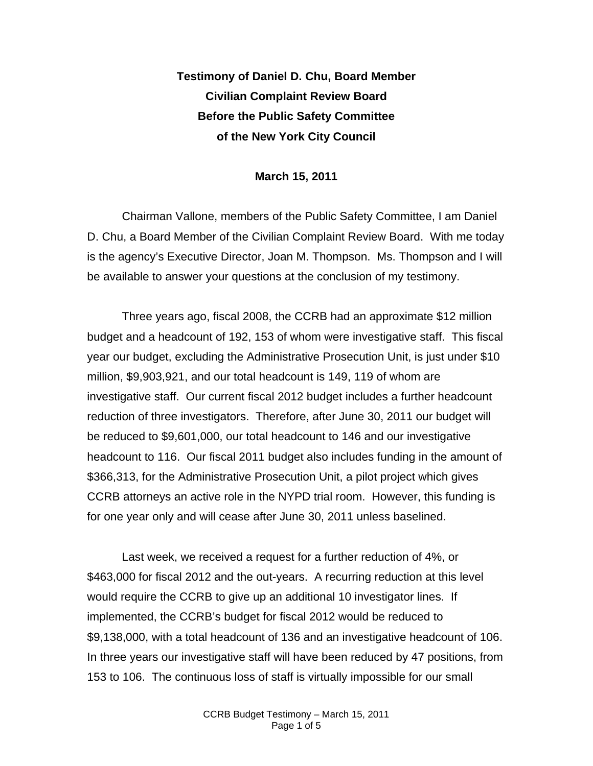**Testimony of Daniel D. Chu, Board Member**
**Civilian Complaint Review Board**
**Before the Public Safety Committee**
**of the New York City Council**

**March 15, 2011**

Chairman Vallone, members of the Public Safety Committee, I am Daniel D. Chu, a Board Member of the Civilian Complaint Review Board. With me today is the agency's Executive Director, Joan M. Thompson. Ms. Thompson and I will be available to answer your questions at the conclusion of my testimony.

Three years ago, fiscal 2008, the CCRB had an approximate $12 million budget and a headcount of 192, 153 of whom were investigative staff. This fiscal year our budget, excluding the Administrative Prosecution Unit, is just under $10 million, $9,903,921, and our total headcount is 149, 119 of whom are investigative staff. Our current fiscal 2012 budget includes a further headcount reduction of three investigators. Therefore, after June 30, 2011 our budget will be reduced to $9,601,000, our total headcount to 146 and our investigative headcount to 116. Our fiscal 2011 budget also includes funding in the amount of $366,313, for the Administrative Prosecution Unit, a pilot project which gives CCRB attorneys an active role in the NYPD trial room. However, this funding is for one year only and will cease after June 30, 2011 unless baselined.

Last week, we received a request for a further reduction of 4%, or $463,000 for fiscal 2012 and the out-years. A recurring reduction at this level would require the CCRB to give up an additional 10 investigator lines. If implemented, the CCRB's budget for fiscal 2012 would be reduced to $9,138,000, with a total headcount of 136 and an investigative headcount of 106. In three years our investigative staff will have been reduced by 47 positions, from 153 to 106. The continuous loss of staff is virtually impossible for our small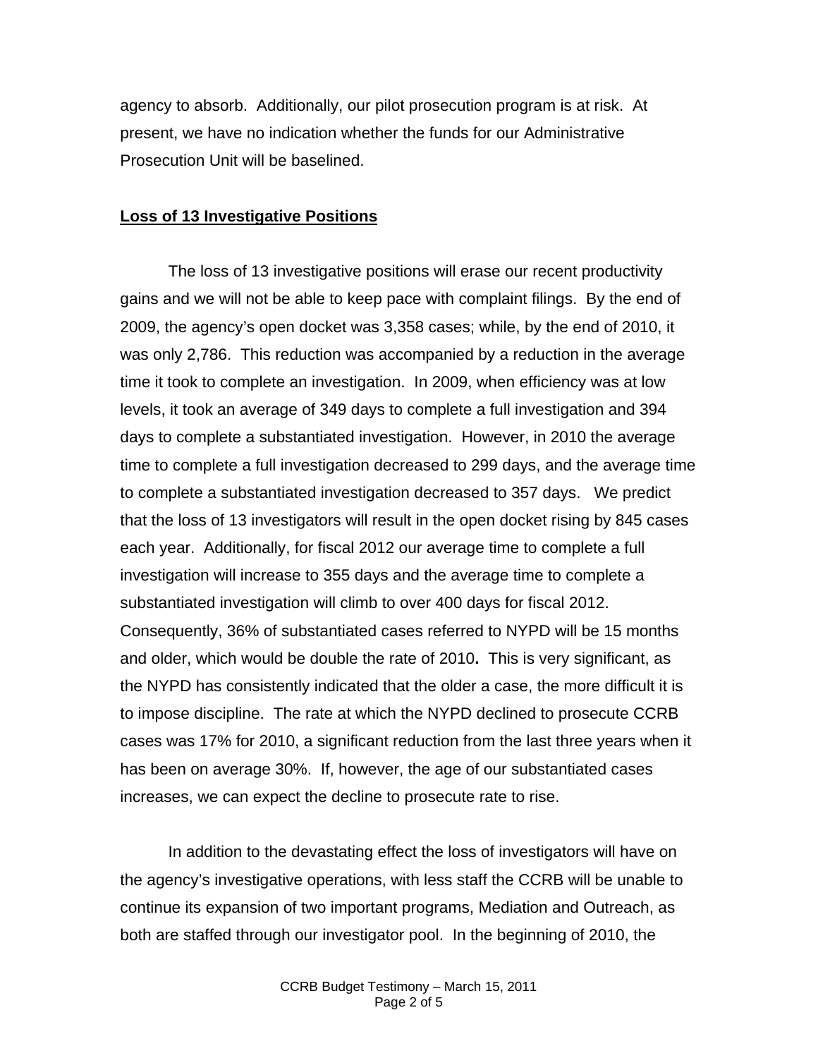agency to absorb. Additionally, our pilot prosecution program is at risk. At present, we have no indication whether the funds for our Administrative Prosecution Unit will be baselined.

**Loss of 13 Investigative Positions**

The loss of 13 investigative positions will erase our recent productivity gains and we will not be able to keep pace with complaint filings. By the end of 2009, the agency's open docket was 3,358 cases; while, by the end of 2010, it was only 2,786. This reduction was accompanied by a reduction in the average time it took to complete an investigation. In 2009, when efficiency was at low levels, it took an average of 349 days to complete a full investigation and 394 days to complete a substantiated investigation. However, in 2010 the average time to complete a full investigation decreased to 299 days, and the average time to complete a substantiated investigation decreased to 357 days. We predict that the loss of 13 investigators will result in the open docket rising by 845 cases each year. Additionally, for fiscal 2012 our average time to complete a full investigation will increase to 355 days and the average time to complete a substantiated investigation will climb to over 400 days for fiscal 2012. Consequently, 36% of substantiated cases referred to NYPD will be 15 months and older, which would be double the rate of 2010**.** This is very significant, as the NYPD has consistently indicated that the older a case, the more difficult it is to impose discipline. The rate at which the NYPD declined to prosecute CCRB cases was 17% for 2010, a significant reduction from the last three years when it has been on average 30%. If, however, the age of our substantiated cases increases, we can expect the decline to prosecute rate to rise.

In addition to the devastating effect the loss of investigators will have on the agency's investigative operations, with less staff the CCRB will be unable to continue its expansion of two important programs, Mediation and Outreach, as both are staffed through our investigator pool. In the beginning of 2010, the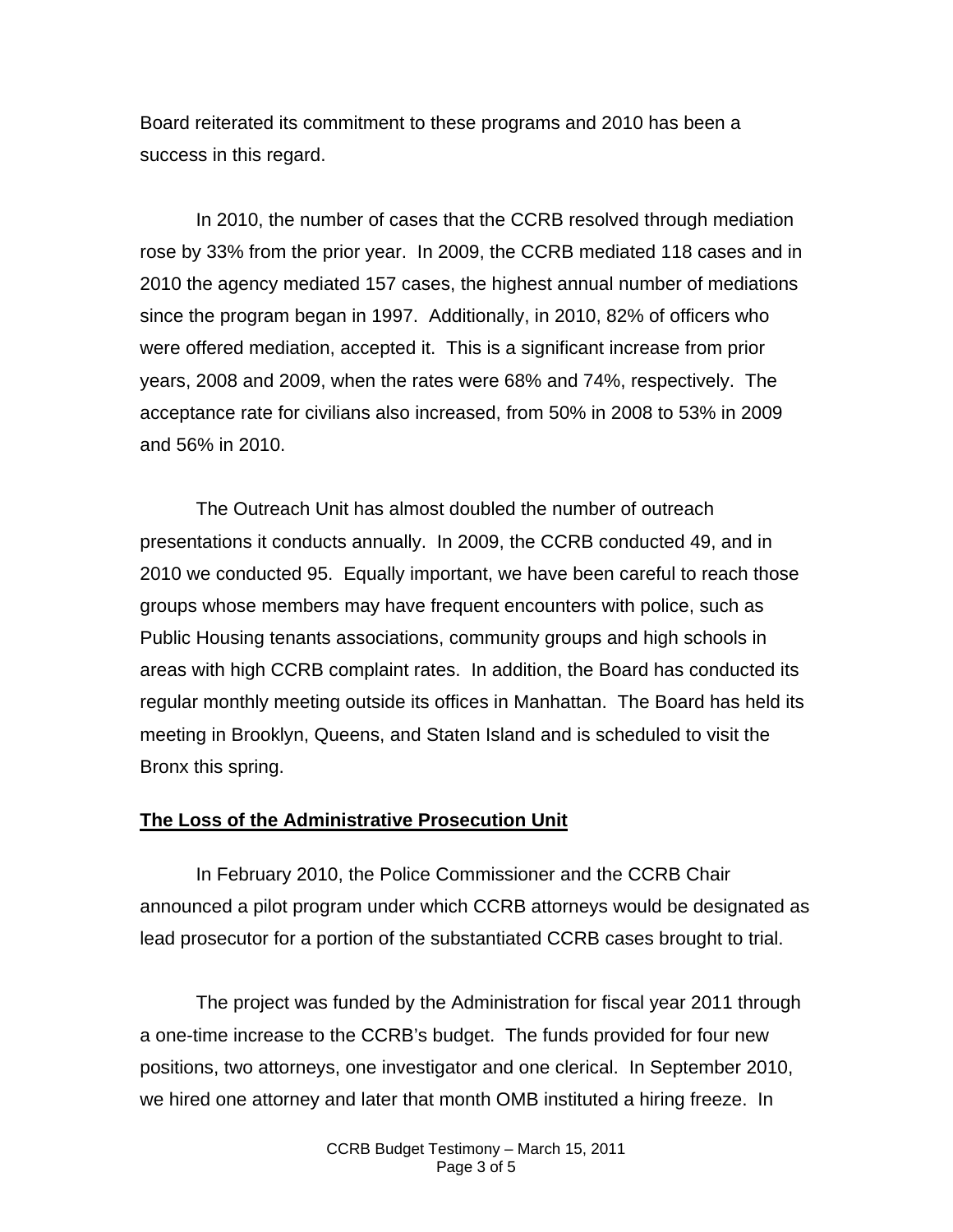Board reiterated its commitment to these programs and 2010 has been a success in this regard.

In 2010, the number of cases that the CCRB resolved through mediation rose by 33% from the prior year. In 2009, the CCRB mediated 118 cases and in 2010 the agency mediated 157 cases, the highest annual number of mediations since the program began in 1997. Additionally, in 2010, 82% of officers who were offered mediation, accepted it. This is a significant increase from prior years, 2008 and 2009, when the rates were 68% and 74%, respectively. The acceptance rate for civilians also increased, from 50% in 2008 to 53% in 2009 and 56% in 2010.

The Outreach Unit has almost doubled the number of outreach presentations it conducts annually. In 2009, the CCRB conducted 49, and in 2010 we conducted 95. Equally important, we have been careful to reach those groups whose members may have frequent encounters with police, such as Public Housing tenants associations, community groups and high schools in areas with high CCRB complaint rates. In addition, the Board has conducted its regular monthly meeting outside its offices in Manhattan. The Board has held its meeting in Brooklyn, Queens, and Staten Island and is scheduled to visit the Bronx this spring.

## The Loss of the Administrative Prosecution Unit

In February 2010, the Police Commissioner and the CCRB Chair announced a pilot program under which CCRB attorneys would be designated as lead prosecutor for a portion of the substantiated CCRB cases brought to trial.

The project was funded by the Administration for fiscal year 2011 through a one-time increase to the CCRB's budget. The funds provided for four new positions, two attorneys, one investigator and one clerical. In September 2010, we hired one attorney and later that month OMB instituted a hiring freeze. In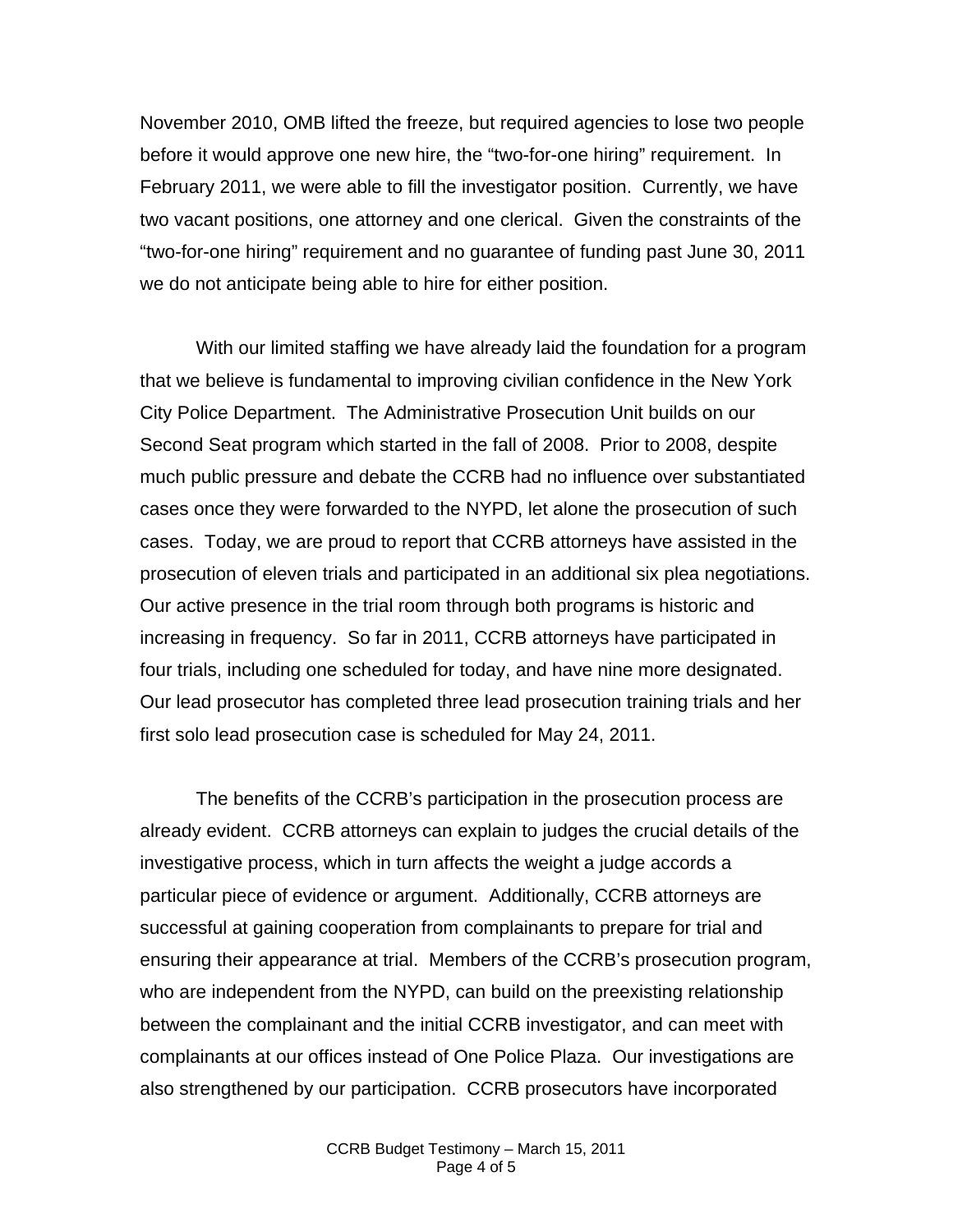November 2010, OMB lifted the freeze, but required agencies to lose two people before it would approve one new hire, the "two-for-one hiring" requirement. In February 2011, we were able to fill the investigator position. Currently, we have two vacant positions, one attorney and one clerical. Given the constraints of the "two-for-one hiring" requirement and no guarantee of funding past June 30, 2011 we do not anticipate being able to hire for either position.

With our limited staffing we have already laid the foundation for a program that we believe is fundamental to improving civilian confidence in the New York City Police Department. The Administrative Prosecution Unit builds on our Second Seat program which started in the fall of 2008. Prior to 2008, despite much public pressure and debate the CCRB had no influence over substantiated cases once they were forwarded to the NYPD, let alone the prosecution of such cases. Today, we are proud to report that CCRB attorneys have assisted in the prosecution of eleven trials and participated in an additional six plea negotiations. Our active presence in the trial room through both programs is historic and increasing in frequency. So far in 2011, CCRB attorneys have participated in four trials, including one scheduled for today, and have nine more designated. Our lead prosecutor has completed three lead prosecution training trials and her first solo lead prosecution case is scheduled for May 24, 2011.

The benefits of the CCRB's participation in the prosecution process are already evident. CCRB attorneys can explain to judges the crucial details of the investigative process, which in turn affects the weight a judge accords a particular piece of evidence or argument. Additionally, CCRB attorneys are successful at gaining cooperation from complainants to prepare for trial and ensuring their appearance at trial. Members of the CCRB's prosecution program, who are independent from the NYPD, can build on the preexisting relationship between the complainant and the initial CCRB investigator, and can meet with complainants at our offices instead of One Police Plaza. Our investigations are also strengthened by our participation. CCRB prosecutors have incorporated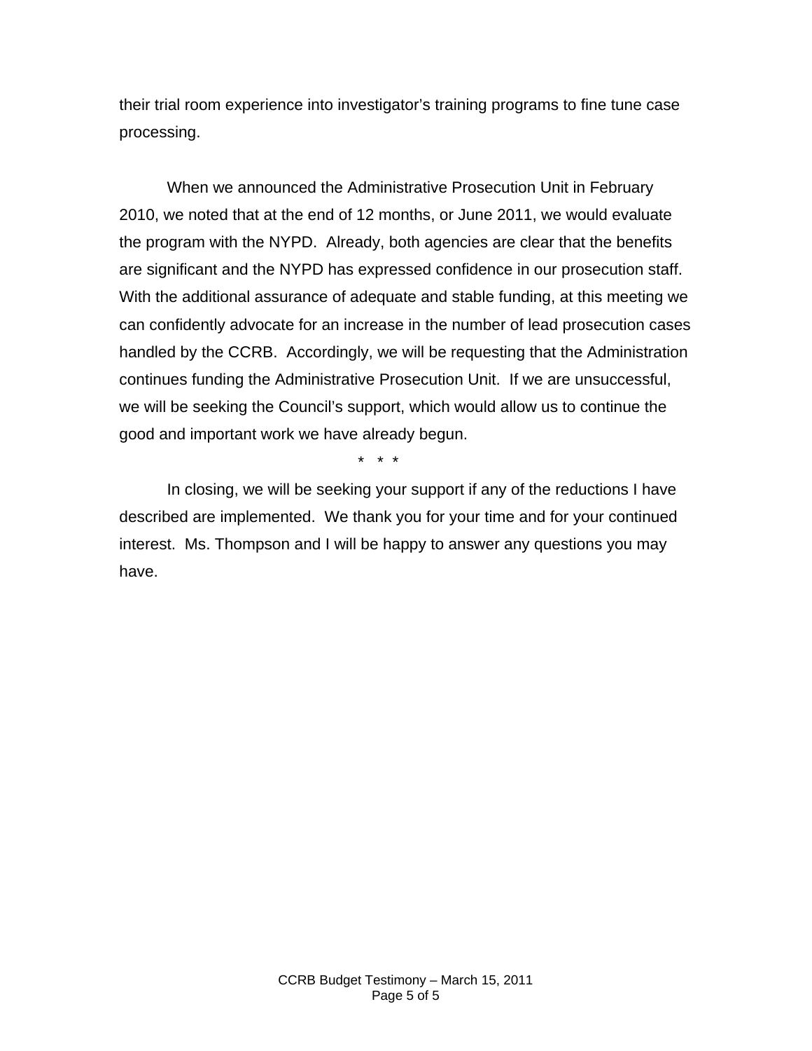their trial room experience into investigator's training programs to fine tune case processing.

When we announced the Administrative Prosecution Unit in February 2010, we noted that at the end of 12 months, or June 2011, we would evaluate the program with the NYPD. Already, both agencies are clear that the benefits are significant and the NYPD has expressed confidence in our prosecution staff. With the additional assurance of adequate and stable funding, at this meeting we can confidently advocate for an increase in the number of lead prosecution cases handled by the CCRB. Accordingly, we will be requesting that the Administration continues funding the Administrative Prosecution Unit. If we are unsuccessful, we will be seeking the Council's support, which would allow us to continue the good and important work we have already begun.

\* \* \*

In closing, we will be seeking your support if any of the reductions I have described are implemented. We thank you for your time and for your continued interest. Ms. Thompson and I will be happy to answer any questions you may have.